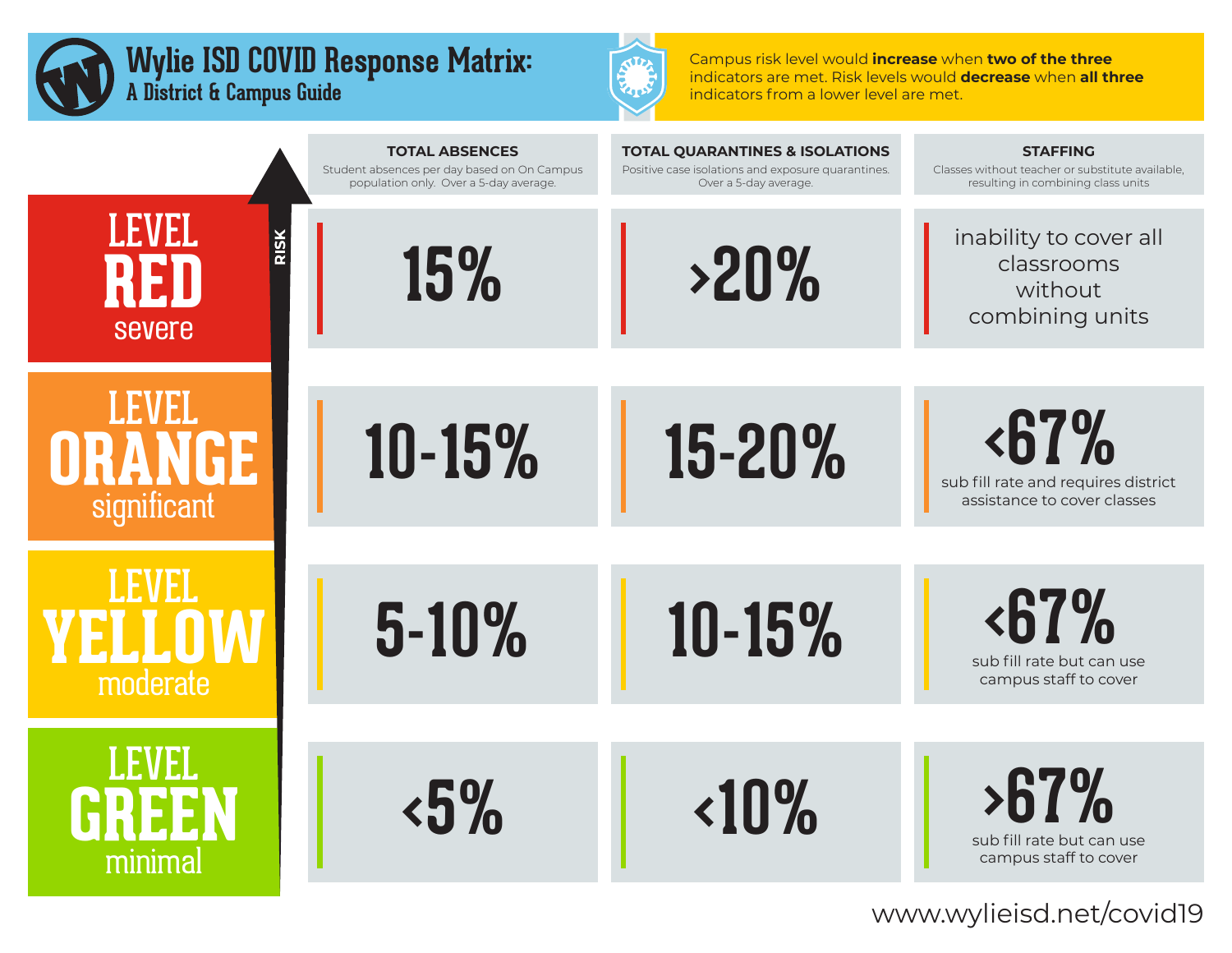# Wylie ISD COVID Response Matrix:
## A District & Campus Guide

Campus risk level would **increase** when **two of the three** indicators are met. Risk levels would **decrease** when **all three** indicators from a lower level are met.

| RISK LEVEL | TOTAL ABSENCES<br>Student absences per day based on On Campus population only. Over a 5-day average. | TOTAL QUARANTINES & ISOLATIONS<br>Positive case isolations and exposure quarantines. Over a 5-day average. | STAFFING<br>Classes without teacher or substitute available, resulting in combining class units |
|---|---|---|---|
| LEVEL RED severe | 15% | >20% | inability to cover all classrooms without combining units |
| LEVEL ORANGE significant | 10-15% | 15-20% | <67% sub fill rate and requires district assistance to cover classes |
| LEVEL YELLOW moderate | 5-10% | 10-15% | <67% sub fill rate but can use campus staff to cover |
| LEVEL GREEN minimal | <5% | <10% | >67% sub fill rate but can use campus staff to cover |

www.wylieisd.net/covid19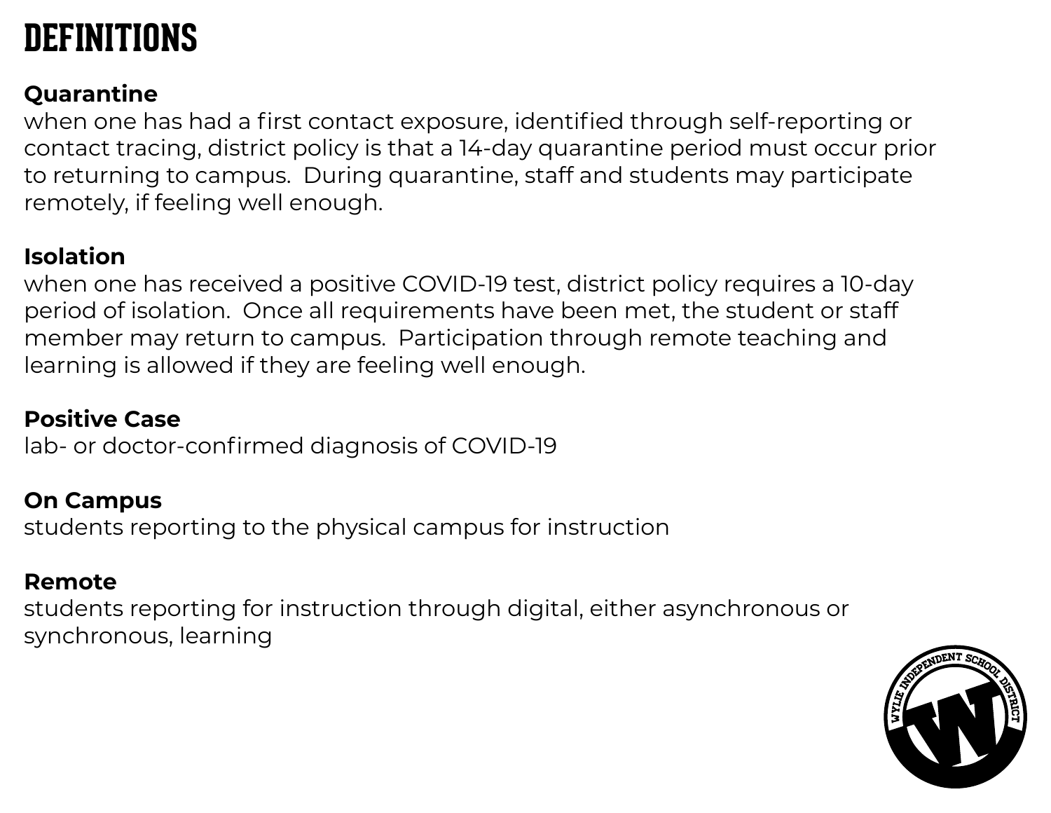# DEFINITIONS

**Quarantine**

when one has had a first contact exposure, identified through self-reporting or contact tracing, district policy is that a 14-day quarantine period must occur prior to returning to campus. During quarantine, staff and students may participate remotely, if feeling well enough.

**Isolation**

when one has received a positive COVID-19 test, district policy requires a 10-day period of isolation. Once all requirements have been met, the student or staff member may return to campus. Participation through remote teaching and learning is allowed if they are feeling well enough.

**Positive Case**

lab- or doctor-confirmed diagnosis of COVID-19

**On Campus**

students reporting to the physical campus for instruction

**Remote**

students reporting for instruction through digital, either asynchronous or synchronous, learning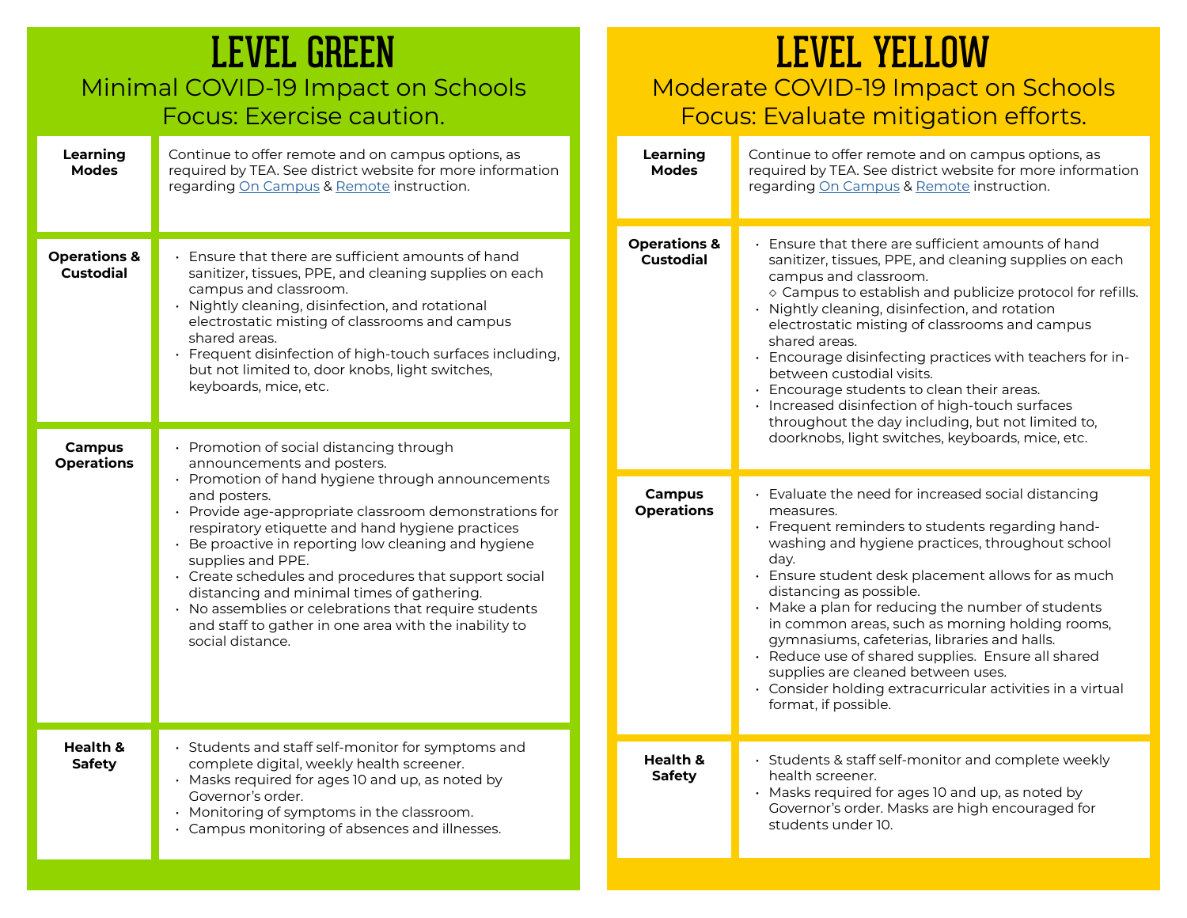# LEVEL GREEN

## Minimal COVID-19 Impact on Schools
## Focus: Exercise caution.

| | |
|---|---|
| **Learning Modes** | Continue to offer remote and on campus options, as required by TEA. See district website for more information regarding On Campus & Remote instruction. |
| **Operations & Custodial** | • Ensure that there are sufficient amounts of hand sanitizer, tissues, PPE, and cleaning supplies on each campus and classroom.<br>• Nightly cleaning, disinfection, and rotational electrostatic misting of classrooms and campus shared areas.<br>• Frequent disinfection of high-touch surfaces including, but not limited to, door knobs, light switches, keyboards, mice, etc. |
| **Campus Operations** | • Promotion of social distancing through announcements and posters.<br>• Promotion of hand hygiene through announcements and posters.<br>• Provide age-appropriate classroom demonstrations for respiratory etiquette and hand hygiene practices<br>• Be proactive in reporting low cleaning and hygiene supplies and PPE.<br>• Create schedules and procedures that support social distancing and minimal times of gathering.<br>• No assemblies or celebrations that require students and staff to gather in one area with the inability to social distance. |
| **Health & Safety** | • Students and staff self-monitor for symptoms and complete digital, weekly health screener.<br>• Masks required for ages 10 and up, as noted by Governor's order.<br>• Monitoring of symptoms in the classroom.<br>• Campus monitoring of absences and illnesses. |

# LEVEL YELLOW

## Moderate COVID-19 Impact on Schools
## Focus: Evaluate mitigation efforts.

| | |
|---|---|
| **Learning Modes** | Continue to offer remote and on campus options, as required by TEA. See district website for more information regarding On Campus & Remote instruction. |
| **Operations & Custodial** | • Ensure that there are sufficient amounts of hand sanitizer, tissues, PPE, and cleaning supplies on each campus and classroom.<br>◇ Campus to establish and publicize protocol for refills.<br>• Nightly cleaning, disinfection, and rotation electrostatic misting of classrooms and campus shared areas.<br>• Encourage disinfecting practices with teachers for in-between custodial visits.<br>• Encourage students to clean their areas.<br>• Increased disinfection of high-touch surfaces throughout the day including, but not limited to, doorknobs, light switches, keyboards, mice, etc. |
| **Campus Operations** | • Evaluate the need for increased social distancing measures.<br>• Frequent reminders to students regarding hand-washing and hygiene practices, throughout school day.<br>• Ensure student desk placement allows for as much distancing as possible.<br>• Make a plan for reducing the number of students in common areas, such as morning holding rooms, gymnasiums, cafeterias, libraries and halls.<br>• Reduce use of shared supplies. Ensure all shared supplies are cleaned between uses.<br>• Consider holding extracurricular activities in a virtual format, if possible. |
| **Health & Safety** | • Students & staff self-monitor and complete weekly health screener.<br>• Masks required for ages 10 and up, as noted by Governor's order. Masks are high encouraged for students under 10. |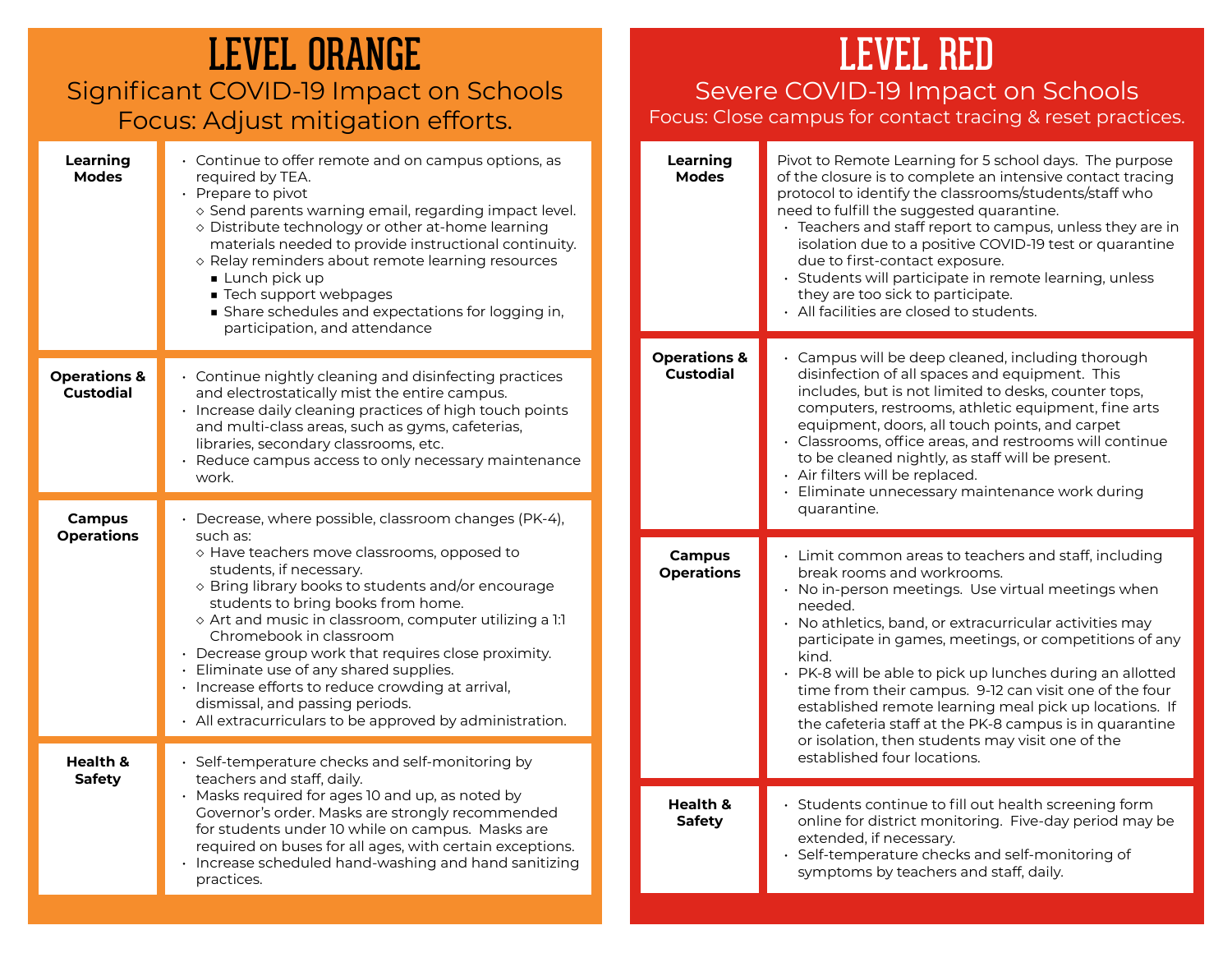# LEVEL ORANGE

## Significant COVID-19 Impact on Schools

## Focus: Adjust mitigation efforts.

| | |
|---|---|
| **Learning Modes** | • Continue to offer remote and on campus options, as required by TEA.<br>• Prepare to pivot<br>◇ Send parents warning email, regarding impact level.<br>◇ Distribute technology or other at-home learning materials needed to provide instructional continuity.<br>◇ Relay reminders about remote learning resources<br>▪ Lunch pick up<br>▪ Tech support webpages<br>▪ Share schedules and expectations for logging in, participation, and attendance |
| **Operations & Custodial** | • Continue nightly cleaning and disinfecting practices and electrostatically mist the entire campus.<br>• Increase daily cleaning practices of high touch points and multi-class areas, such as gyms, cafeterias, libraries, secondary classrooms, etc.<br>• Reduce campus access to only necessary maintenance work. |
| **Campus Operations** | • Decrease, where possible, classroom changes (PK-4), such as:<br>◇ Have teachers move classrooms, opposed to students, if necessary.<br>◇ Bring library books to students and/or encourage students to bring books from home.<br>◇ Art and music in classroom, computer utilizing a 1:1 Chromebook in classroom<br>• Decrease group work that requires close proximity.<br>• Eliminate use of any shared supplies.<br>• Increase efforts to reduce crowding at arrival, dismissal, and passing periods.<br>• All extracurriculars to be approved by administration. |
| **Health & Safety** | • Self-temperature checks and self-monitoring by teachers and staff, daily.<br>• Masks required for ages 10 and up, as noted by Governor's order. Masks are strongly recommended for students under 10 while on campus. Masks are required on buses for all ages, with certain exceptions.<br>• Increase scheduled hand-washing and hand sanitizing practices. |

# LEVEL RED

## Severe COVID-19 Impact on Schools

## Focus: Close campus for contact tracing & reset practices.

| | |
|---|---|
| **Learning Modes** | Pivot to Remote Learning for 5 school days. The purpose of the closure is to complete an intensive contact tracing protocol to identify the classrooms/students/staff who need to fulfill the suggested quarantine.<br>• Teachers and staff report to campus, unless they are in isolation due to a positive COVID-19 test or quarantine due to first-contact exposure.<br>• Students will participate in remote learning, unless they are too sick to participate.<br>• All facilities are closed to students. |
| **Operations & Custodial** | • Campus will be deep cleaned, including thorough disinfection of all spaces and equipment. This includes, but is not limited to desks, counter tops, computers, restrooms, athletic equipment, fine arts equipment, doors, all touch points, and carpet<br>• Classrooms, office areas, and restrooms will continue to be cleaned nightly, as staff will be present.<br>• Air filters will be replaced.<br>• Eliminate unnecessary maintenance work during quarantine. |
| **Campus Operations** | • Limit common areas to teachers and staff, including break rooms and workrooms.<br>• No in-person meetings. Use virtual meetings when needed.<br>• No athletics, band, or extracurricular activities may participate in games, meetings, or competitions of any kind.<br>• PK-8 will be able to pick up lunches during an allotted time from their campus. 9-12 can visit one of the four established remote learning meal pick up locations. If the cafeteria staff at the PK-8 campus is in quarantine or isolation, then students may visit one of the established four locations. |
| **Health & Safety** | • Students continue to fill out health screening form online for district monitoring. Five-day period may be extended, if necessary.<br>• Self-temperature checks and self-monitoring of symptoms by teachers and staff, daily. |